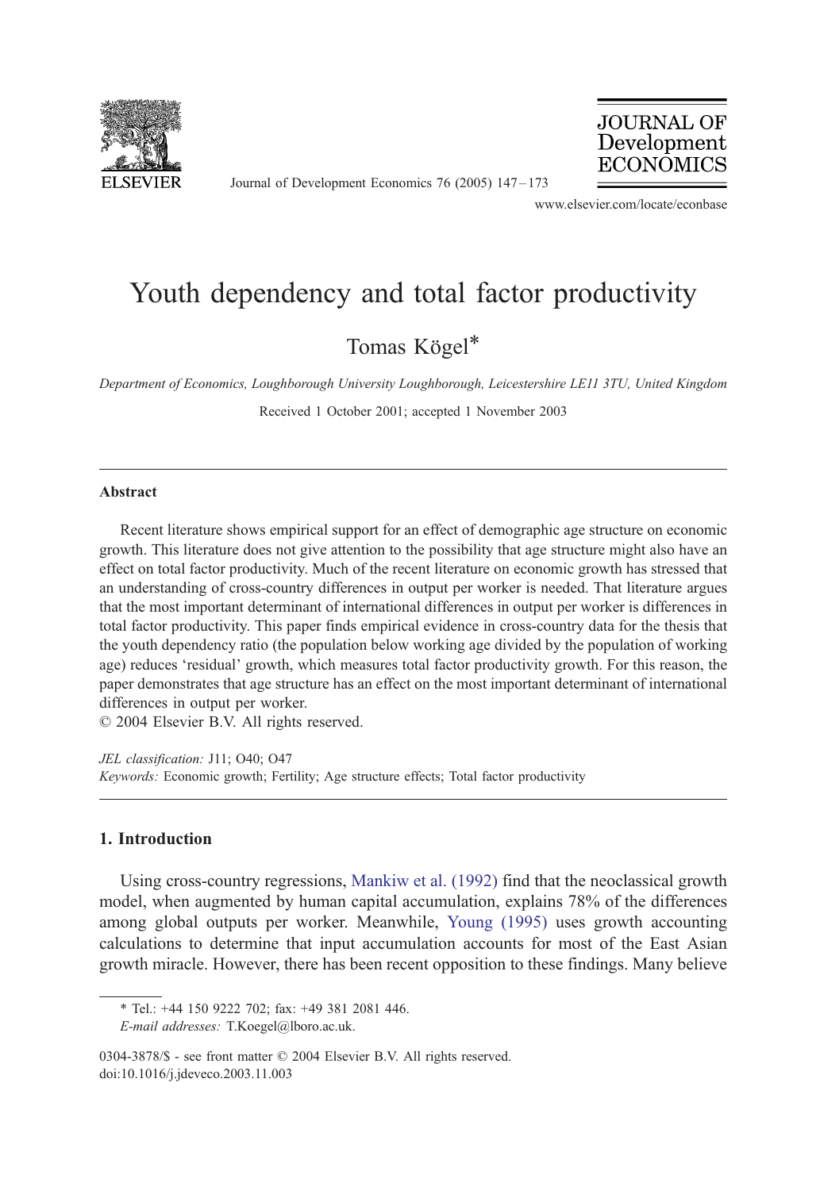# Youth dependency and total factor productivity

Tomas Kögel*

*Department of Economics, Loughborough University Loughborough, Leicestershire LE11 3TU, United Kingdom*

Received 1 October 2001; accepted 1 November 2003

---

## Abstract

Recent literature shows empirical support for an effect of demographic age structure on economic growth. This literature does not give attention to the possibility that age structure might also have an effect on total factor productivity. Much of the recent literature on economic growth has stressed that an understanding of cross-country differences in output per worker is needed. That literature argues that the most important determinant of international differences in output per worker is differences in total factor productivity. This paper finds empirical evidence in cross-country data for the thesis that the youth dependency ratio (the population below working age divided by the population of working age) reduces 'residual' growth, which measures total factor productivity growth. For this reason, the paper demonstrates that age structure has an effect on the most important determinant of international differences in output per worker.

© 2004 Elsevier B.V. All rights reserved.

*JEL classification:* J11; O40; O47

*Keywords:* Economic growth; Fertility; Age structure effects; Total factor productivity

---

## 1. Introduction

Using cross-country regressions, Mankiw et al. (1992) find that the neoclassical growth model, when augmented by human capital accumulation, explains 78% of the differences among global outputs per worker. Meanwhile, Young (1995) uses growth accounting calculations to determine that input accumulation accounts for most of the East Asian growth miracle. However, there has been recent opposition to these findings. Many believe

---

* Tel.: +44 150 9222 702; fax: +49 381 2081 446.

*E-mail addresses:* T.Koegel@lboro.ac.uk.

0304-3878/$ - see front matter © 2004 Elsevier B.V. All rights reserved.
doi:10.1016/j.jdeveco.2003.11.003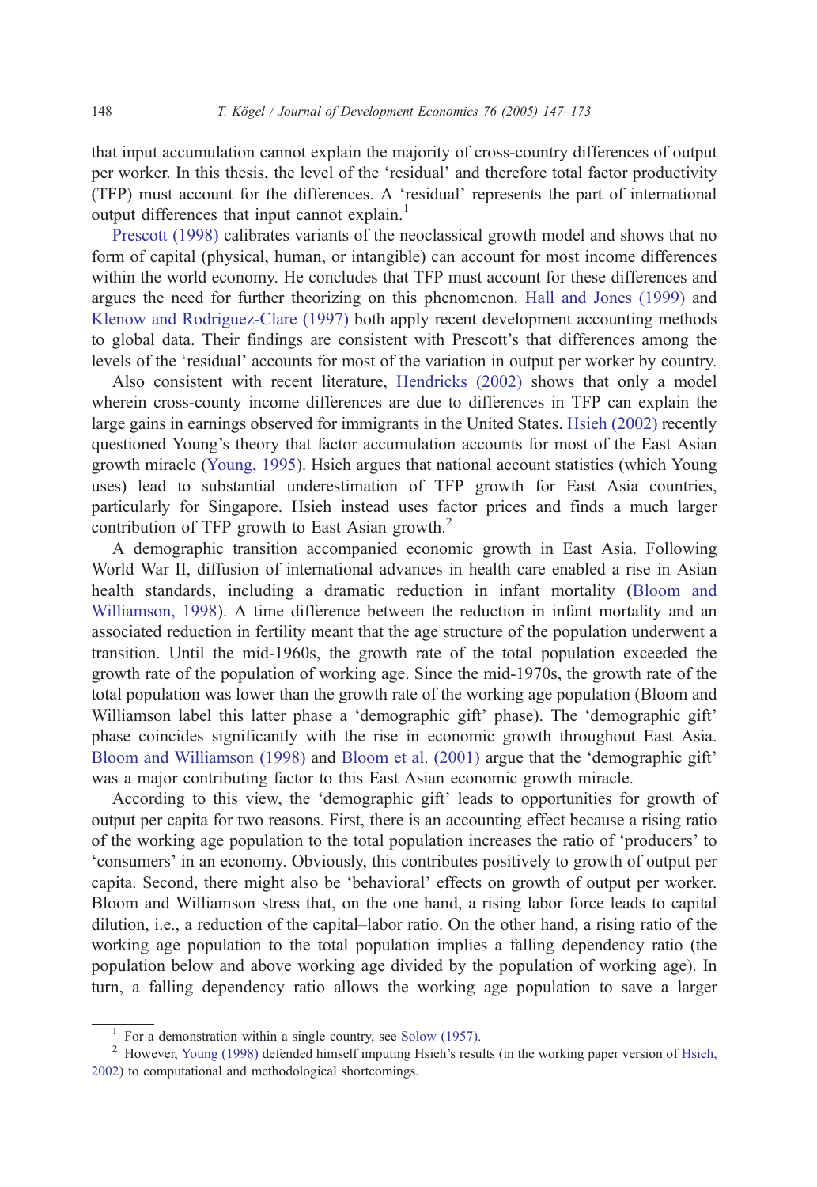that input accumulation cannot explain the majority of cross-country differences of output per worker. In this thesis, the level of the 'residual' and therefore total factor productivity (TFP) must account for the differences. A 'residual' represents the part of international output differences that input cannot explain.[1]

Prescott (1998) calibrates variants of the neoclassical growth model and shows that no form of capital (physical, human, or intangible) can account for most income differences within the world economy. He concludes that TFP must account for these differences and argues the need for further theorizing on this phenomenon. Hall and Jones (1999) and Klenow and Rodriguez-Clare (1997) both apply recent development accounting methods to global data. Their findings are consistent with Prescott's that differences among the levels of the 'residual' accounts for most of the variation in output per worker by country.

Also consistent with recent literature, Hendricks (2002) shows that only a model wherein cross-county income differences are due to differences in TFP can explain the large gains in earnings observed for immigrants in the United States. Hsieh (2002) recently questioned Young's theory that factor accumulation accounts for most of the East Asian growth miracle (Young, 1995). Hsieh argues that national account statistics (which Young uses) lead to substantial underestimation of TFP growth for East Asia countries, particularly for Singapore. Hsieh instead uses factor prices and finds a much larger contribution of TFP growth to East Asian growth.[2]

A demographic transition accompanied economic growth in East Asia. Following World War II, diffusion of international advances in health care enabled a rise in Asian health standards, including a dramatic reduction in infant mortality (Bloom and Williamson, 1998). A time difference between the reduction in infant mortality and an associated reduction in fertility meant that the age structure of the population underwent a transition. Until the mid-1960s, the growth rate of the total population exceeded the growth rate of the population of working age. Since the mid-1970s, the growth rate of the total population was lower than the growth rate of the working age population (Bloom and Williamson label this latter phase a 'demographic gift' phase). The 'demographic gift' phase coincides significantly with the rise in economic growth throughout East Asia. Bloom and Williamson (1998) and Bloom et al. (2001) argue that the 'demographic gift' was a major contributing factor to this East Asian economic growth miracle.

According to this view, the 'demographic gift' leads to opportunities for growth of output per capita for two reasons. First, there is an accounting effect because a rising ratio of the working age population to the total population increases the ratio of 'producers' to 'consumers' in an economy. Obviously, this contributes positively to growth of output per capita. Second, there might also be 'behavioral' effects on growth of output per worker. Bloom and Williamson stress that, on the one hand, a rising labor force leads to capital dilution, i.e., a reduction of the capital–labor ratio. On the other hand, a rising ratio of the working age population to the total population implies a falling dependency ratio (the population below and above working age divided by the population of working age). In turn, a falling dependency ratio allows the working age population to save a larger

[1] For a demonstration within a single country, see Solow (1957).

[2] However, Young (1998) defended himself imputing Hsieh's results (in the working paper version of Hsieh, 2002) to computational and methodological shortcomings.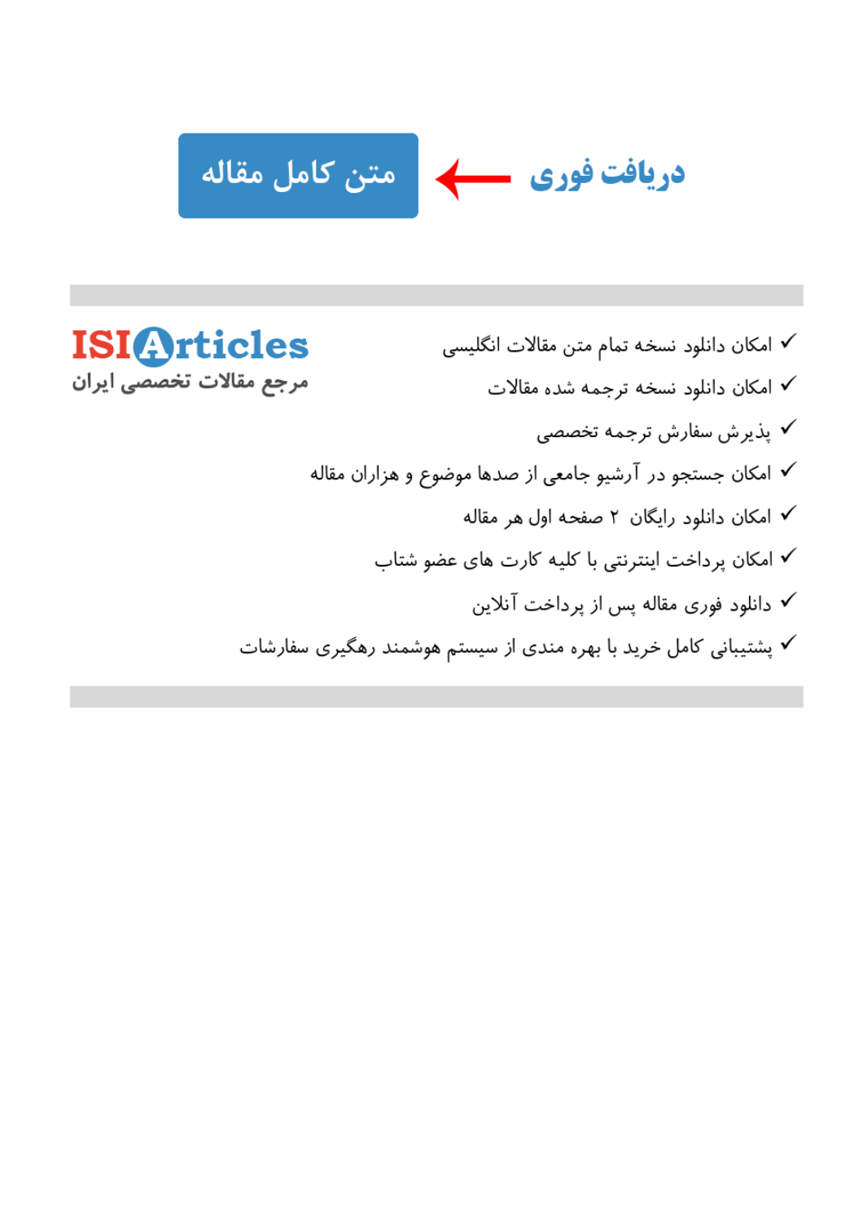دریافت فوری ← **متن کامل مقاله**

**ISIArticles**

مرجع مقالات تخصصی ایران

- ✓ امکان دانلود نسخه تمام متن مقالات انگلیسی
- ✓ امکان دانلود نسخه ترجمه شده مقالات
- ✓ پذیرش سفارش ترجمه تخصصی
- ✓ امکان جستجو در آرشیو جامعی از صدها موضوع و هزاران مقاله
- ✓ امکان دانلود رایگان ۲ صفحه اول هر مقاله
- ✓ امکان پرداخت اینترنتی با کلیه کارت های عضو شتاب
- ✓ دانلود فوری مقاله پس از پرداخت آنلاین
- ✓ پشتیبانی کامل خرید با بهره مندی از سیستم هوشمند رهگیری سفارشات